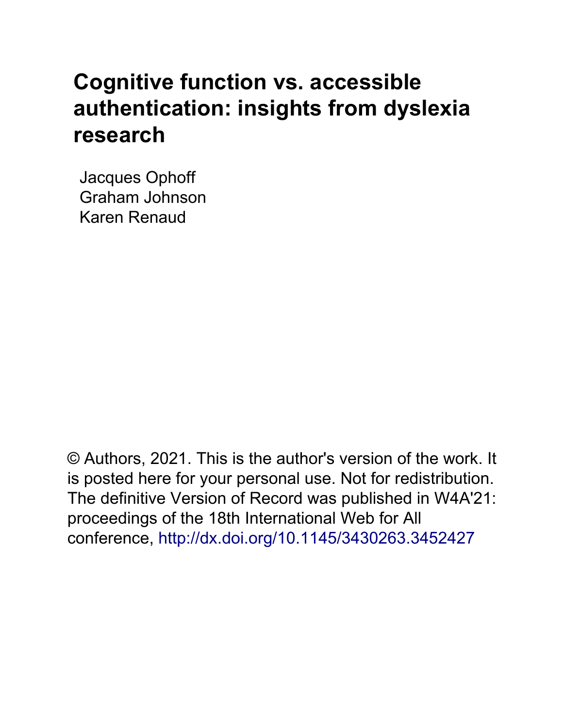# Cognitive function vs. accessible authentication: insights from dyslexia research

Jacques Ophoff
Graham Johnson
Karen Renaud

© Authors, 2021. This is the author's version of the work. It is posted here for your personal use. Not for redistribution. The definitive Version of Record was published in W4A'21: proceedings of the 18th International Web for All conference, http://dx.doi.org/10.1145/3430263.3452427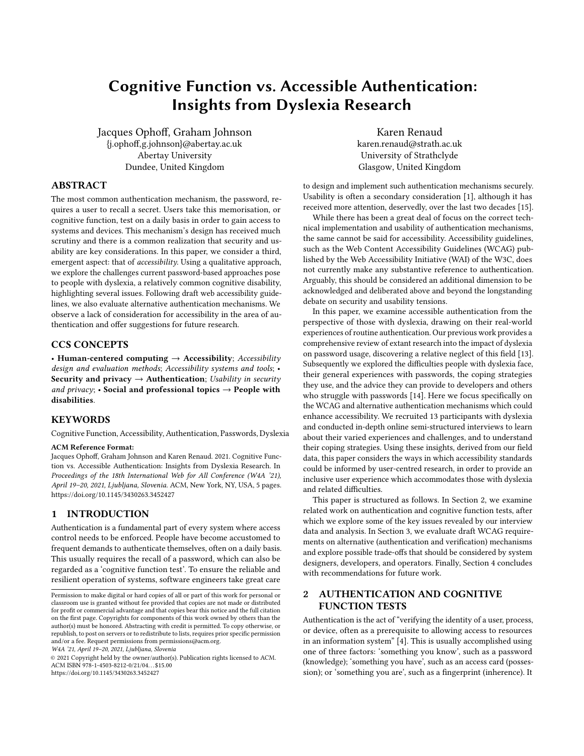# Cognitive Function vs. Accessible Authentication: Insights from Dyslexia Research

Jacques Ophoff, Graham Johnson
{j.ophoff,g.johnson}@abertay.ac.uk
Abertay University
Dundee, United Kingdom

Karen Renaud
karen.renaud@strath.ac.uk
University of Strathclyde
Glasgow, United Kingdom

## ABSTRACT

The most common authentication mechanism, the password, requires a user to recall a secret. Users take this memorisation, or cognitive function, test on a daily basis in order to gain access to systems and devices. This mechanism's design has received much scrutiny and there is a common realization that security and usability are key considerations. In this paper, we consider a third, emergent aspect: that of *accessibility*. Using a qualitative approach, we explore the challenges current password-based approaches pose to people with dyslexia, a relatively common cognitive disability, highlighting several issues. Following draft web accessibility guidelines, we also evaluate alternative authentication mechanisms. We observe a lack of consideration for accessibility in the area of authentication and offer suggestions for future research.

## CCS CONCEPTS

• **Human-centered computing** → **Accessibility**; *Accessibility design and evaluation methods*; *Accessibility systems and tools*; • **Security and privacy** → **Authentication**; *Usability in security and privacy*; • **Social and professional topics** → **People with disabilities**.

## KEYWORDS

Cognitive Function, Accessibility, Authentication, Passwords, Dyslexia

**ACM Reference Format:**
Jacques Ophoff, Graham Johnson and Karen Renaud. 2021. Cognitive Function vs. Accessible Authentication: Insights from Dyslexia Research. In *Proceedings of the 18th International Web for All Conference (W4A '21), April 19–20, 2021, Ljubljana, Slovenia.* ACM, New York, NY, USA, 5 pages. https://doi.org/10.1145/3430263.3452427

## 1 INTRODUCTION

Authentication is a fundamental part of every system where access control needs to be enforced. People have become accustomed to frequent demands to authenticate themselves, often on a daily basis. This usually requires the recall of a password, which can also be regarded as a 'cognitive function test'. To ensure the reliable and resilient operation of systems, software engineers take great care to design and implement such authentication mechanisms securely. Usability is often a secondary consideration [1], although it has received more attention, deservedly, over the last two decades [15].

While there has been a great deal of focus on the correct technical implementation and usability of authentication mechanisms, the same cannot be said for accessibility. Accessibility guidelines, such as the Web Content Accessibility Guidelines (WCAG) published by the Web Accessibility Initiative (WAI) of the W3C, does not currently make any substantive reference to authentication. Arguably, this should be considered an additional dimension to be acknowledged and deliberated above and beyond the longstanding debate on security and usability tensions.

In this paper, we examine accessible authentication from the perspective of those with dyslexia, drawing on their real-world experiences of routine authentication. Our previous work provides a comprehensive review of extant research into the impact of dyslexia on password usage, discovering a relative neglect of this field [13]. Subsequently we explored the difficulties people with dyslexia face, their general experiences with passwords, the coping strategies they use, and the advice they can provide to developers and others who struggle with passwords [14]. Here we focus specifically on the WCAG and alternative authentication mechanisms which could enhance accessibility. We recruited 13 participants with dyslexia and conducted in-depth online semi-structured interviews to learn about their varied experiences and challenges, and to understand their coping strategies. Using these insights, derived from our field data, this paper considers the ways in which accessibility standards could be informed by user-centred research, in order to provide an inclusive user experience which accommodates those with dyslexia and related difficulties.

This paper is structured as follows. In Section 2, we examine related work on authentication and cognitive function tests, after which we explore some of the key issues revealed by our interview data and analysis. In Section 3, we evaluate draft WCAG requirements on alternative (authentication and verification) mechanisms and explore possible trade-offs that should be considered by system designers, developers, and operators. Finally, Section 4 concludes with recommendations for future work.

## 2 AUTHENTICATION AND COGNITIVE FUNCTION TESTS

Authentication is the act of "verifying the identity of a user, process, or device, often as a prerequisite to allowing access to resources in an information system" [4]. This is usually accomplished using one of three factors: 'something you know', such as a password (knowledge); 'something you have', such as an access card (possession); or 'something you are', such as a fingerprint (inherence). It

Permission to make digital or hard copies of all or part of this work for personal or classroom use is granted without fee provided that copies are not made or distributed for profit or commercial advantage and that copies bear this notice and the full citation on the first page. Copyrights for components of this work owned by others than the author(s) must be honored. Abstracting with credit is permitted. To copy otherwise, or republish, to post on servers or to redistribute to lists, requires prior specific permission and/or a fee. Request permissions from permissions@acm.org.
*W4A '21, April 19–20, 2021, Ljubljana, Slovenia*
© 2021 Copyright held by the owner/author(s). Publication rights licensed to ACM.
ACM ISBN 978-1-4503-8212-0/21/04...$15.00
https://doi.org/10.1145/3430263.3452427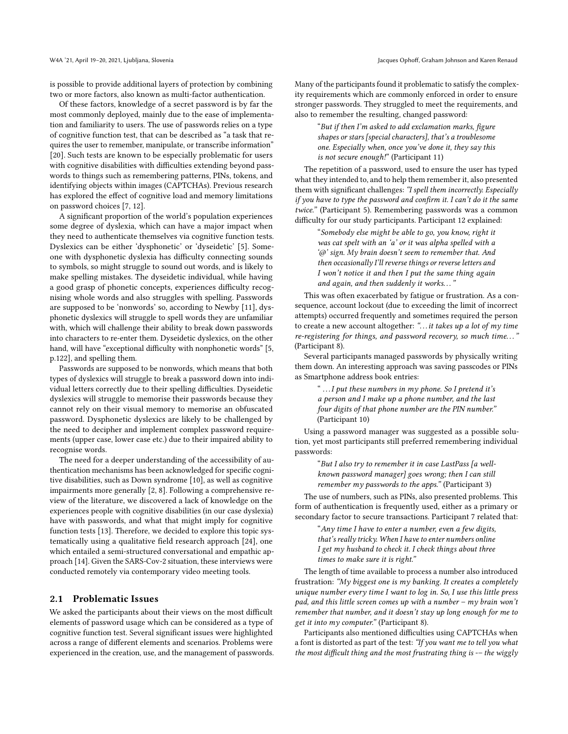is possible to provide additional layers of protection by combining two or more factors, also known as multi-factor authentication.

Of these factors, knowledge of a secret password is by far the most commonly deployed, mainly due to the ease of implementation and familiarity to users. The use of passwords relies on a type of cognitive function test, that can be described as "a task that requires the user to remember, manipulate, or transcribe information" [20]. Such tests are known to be especially problematic for users with cognitive disabilities with difficulties extending beyond passwords to things such as remembering patterns, PINs, tokens, and identifying objects within images (CAPTCHAs). Previous research has explored the effect of cognitive load and memory limitations on password choices [7, 12].

A significant proportion of the world's population experiences some degree of dyslexia, which can have a major impact when they need to authenticate themselves via cognitive function tests. Dyslexics can be either 'dysphonetic' or 'dyseidetic' [5]. Someone with dysphonetic dyslexia has difficulty connecting sounds to symbols, so might struggle to sound out words, and is likely to make spelling mistakes. The dyseidetic individual, while having a good grasp of phonetic concepts, experiences difficulty recognising whole words and also struggles with spelling. Passwords are supposed to be 'nonwords' so, according to Newby [11], dysphonetic dyslexics will struggle to spell words they are unfamiliar with, which will challenge their ability to break down passwords into characters to re-enter them. Dyseidetic dyslexics, on the other hand, will have "exceptional difficulty with nonphonetic words" [5, p.122], and spelling them.

Passwords are supposed to be nonwords, which means that both types of dyslexics will struggle to break a password down into individual letters correctly due to their spelling difficulties. Dyseidetic dyslexics will struggle to memorise their passwords because they cannot rely on their visual memory to memorise an obfuscated password. Dysphonetic dyslexics are likely to be challenged by the need to decipher and implement complex password requirements (upper case, lower case etc.) due to their impaired ability to recognise words.

The need for a deeper understanding of the accessibility of authentication mechanisms has been acknowledged for specific cognitive disabilities, such as Down syndrome [10], as well as cognitive impairments more generally [2, 8]. Following a comprehensive review of the literature, we discovered a lack of knowledge on the experiences people with cognitive disabilities (in our case dyslexia) have with passwords, and what that might imply for cognitive function tests [13]. Therefore, we decided to explore this topic systematically using a qualitative field research approach [24], one which entailed a semi-structured conversational and empathic approach [14]. Given the SARS-Cov-2 situation, these interviews were conducted remotely via contemporary video meeting tools.

## 2.1 Problematic Issues

We asked the participants about their views on the most difficult elements of password usage which can be considered as a type of cognitive function test. Several significant issues were highlighted across a range of different elements and scenarios. Problems were experienced in the creation, use, and the management of passwords. Many of the participants found it problematic to satisfy the complexity requirements which are commonly enforced in order to ensure stronger passwords. They struggled to meet the requirements, and also to remember the resulting, changed password:

> "*But if then I'm asked to add exclamation marks, figure shapes or stars [special characters], that's a troublesome one. Especially when, once you've done it, they say this is not secure enough!*" (Participant 11)

The repetition of a password, used to ensure the user has typed what they intended to, and to help them remember it, also presented them with significant challenges: *"I spell them incorrectly. Especially if you have to type the password and confirm it. I can't do it the same twice."* (Participant 5). Remembering passwords was a common difficulty for our study participants. Participant 12 explained:

> "*Somebody else might be able to go, you know, right it was cat spelt with an 'a' or it was alpha spelled with a '@' sign. My brain doesn't seem to remember that. And then occasionally I'll reverse things or reverse letters and I won't notice it and then I put the same thing again and again, and then suddenly it works...*"

This was often exacerbated by fatigue or frustration. As a consequence, account lockout (due to exceeding the limit of incorrect attempts) occurred frequently and sometimes required the person to create a new account altogether: *"...it takes up a lot of my time re-registering for things, and password recovery, so much time..."* (Participant 8).

Several participants managed passwords by physically writing them down. An interesting approach was saving passcodes or PINs as Smartphone address book entries:

> "*...I put these numbers in my phone. So I pretend it's a person and I make up a phone number, and the last four digits of that phone number are the PIN number.*" (Participant 10)

Using a password manager was suggested as a possible solution, yet most participants still preferred remembering individual passwords:

> "*But I also try to remember it in case LastPass [a well-known password manager] goes wrong; then I can still remember my passwords to the apps.*" (Participant 3)

The use of numbers, such as PINs, also presented problems. This form of authentication is frequently used, either as a primary or secondary factor to secure transactions. Participant 7 related that:

> "*Any time I have to enter a number, even a few digits, that's really tricky. When I have to enter numbers online I get my husband to check it. I check things about three times to make sure it is right.*"

The length of time available to process a number also introduced frustration: *"My biggest one is my banking. It creates a completely unique number every time I want to log in. So, I use this little press pad, and this little screen comes up with a number – my brain won't remember that number, and it doesn't stay up long enough for me to get it into my computer."* (Participant 8).

Participants also mentioned difficulties using CAPTCHAs when a font is distorted as part of the test: *"If you want me to tell you what the most difficult thing and the most frustrating thing is -– the wiggly*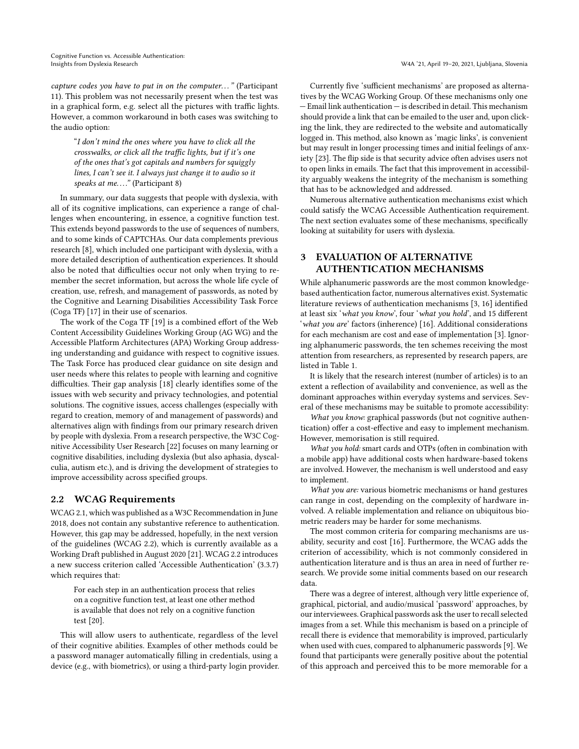*capture codes you have to put in on the computer...*" (Participant 11). This problem was not necessarily present when the test was in a graphical form, e.g. select all the pictures with traffic lights. However, a common workaround in both cases was switching to the audio option:

> "*I don't mind the ones where you have to click all the crosswalks, or click all the traffic lights, but if it's one of the ones that's got capitals and numbers for squiggly lines, I can't see it. I always just change it to audio so it speaks at me....*" (Participant 8)

In summary, our data suggests that people with dyslexia, with all of its cognitive implications, can experience a range of challenges when encountering, in essence, a cognitive function test. This extends beyond passwords to the use of sequences of numbers, and to some kinds of CAPTCHAs. Our data complements previous research [8], which included one participant with dyslexia, with a more detailed description of authentication experiences. It should also be noted that difficulties occur not only when trying to remember the secret information, but across the whole life cycle of creation, use, refresh, and management of passwords, as noted by the Cognitive and Learning Disabilities Accessibility Task Force (Coga TF) [17] in their use of scenarios.

The work of the Coga TF [19] is a combined effort of the Web Content Accessibility Guidelines Working Group (AG WG) and the Accessible Platform Architectures (APA) Working Group addressing understanding and guidance with respect to cognitive issues. The Task Force has produced clear guidance on site design and user needs where this relates to people with learning and cognitive difficulties. Their gap analysis [18] clearly identifies some of the issues with web security and privacy technologies, and potential solutions. The cognitive issues, access challenges (especially with regard to creation, memory of and management of passwords) and alternatives align with findings from our primary research driven by people with dyslexia. From a research perspective, the W3C Cognitive Accessibility User Research [22] focuses on many learning or cognitive disabilities, including dyslexia (but also aphasia, dyscalculia, autism etc.), and is driving the development of strategies to improve accessibility across specified groups.

## 2.2 WCAG Requirements

WCAG 2.1, which was published as a W3C Recommendation in June 2018, does not contain any substantive reference to authentication. However, this gap may be addressed, hopefully, in the next version of the guidelines (WCAG 2.2), which is currently available as a Working Draft published in August 2020 [21]. WCAG 2.2 introduces a new success criterion called 'Accessible Authentication' (3.3.7) which requires that:

> For each step in an authentication process that relies on a cognitive function test, at least one other method is available that does not rely on a cognitive function test [20].

This will allow users to authenticate, regardless of the level of their cognitive abilities. Examples of other methods could be a password manager automatically filling in credentials, using a device (e.g., with biometrics), or using a third-party login provider.

Currently five 'sufficient mechanisms' are proposed as alternatives by the WCAG Working Group. Of these mechanisms only one — Email link authentication — is described in detail. This mechanism should provide a link that can be emailed to the user and, upon clicking the link, they are redirected to the website and automatically logged in. This method, also known as 'magic links', is convenient but may result in longer processing times and initial feelings of anxiety [23]. The flip side is that security advice often advises users not to open links in emails. The fact that this improvement in accessibility arguably weakens the integrity of the mechanism is something that has to be acknowledged and addressed.

Numerous alternative authentication mechanisms exist which could satisfy the WCAG Accessible Authentication requirement. The next section evaluates some of these mechanisms, specifically looking at suitability for users with dyslexia.

# 3 EVALUATION OF ALTERNATIVE AUTHENTICATION MECHANISMS

While alphanumeric passwords are the most common knowledge-based authentication factor, numerous alternatives exist. Systematic literature reviews of authentication mechanisms [3, 16] identified at least six '*what you know*', four '*what you hold*', and 15 different '*what you are*' factors (inherence) [16]. Additional considerations for each mechanism are cost and ease of implementation [3]. Ignoring alphanumeric passwords, the ten schemes receiving the most attention from researchers, as represented by research papers, are listed in Table 1.

It is likely that the research interest (number of articles) is to an extent a reflection of availability and convenience, as well as the dominant approaches within everyday systems and services. Several of these mechanisms may be suitable to promote accessibility:

*What you know:* graphical passwords (but not cognitive authentication) offer a cost-effective and easy to implement mechanism. However, memorisation is still required.

*What you hold:* smart cards and OTPs (often in combination with a mobile app) have additional costs when hardware-based tokens are involved. However, the mechanism is well understood and easy to implement.

*What you are:* various biometric mechanisms or hand gestures can range in cost, depending on the complexity of hardware involved. A reliable implementation and reliance on ubiquitous biometric readers may be harder for some mechanisms.

The most common criteria for comparing mechanisms are usability, security and cost [16]. Furthermore, the WCAG adds the criterion of accessibility, which is not commonly considered in authentication literature and is thus an area in need of further research. We provide some initial comments based on our research data.

There was a degree of interest, although very little experience of, graphical, pictorial, and audio/musical 'password' approaches, by our interviewees. Graphical passwords ask the user to recall selected images from a set. While this mechanism is based on a principle of recall there is evidence that memorability is improved, particularly when used with cues, compared to alphanumeric passwords [9]. We found that participants were generally positive about the potential of this approach and perceived this to be more memorable for a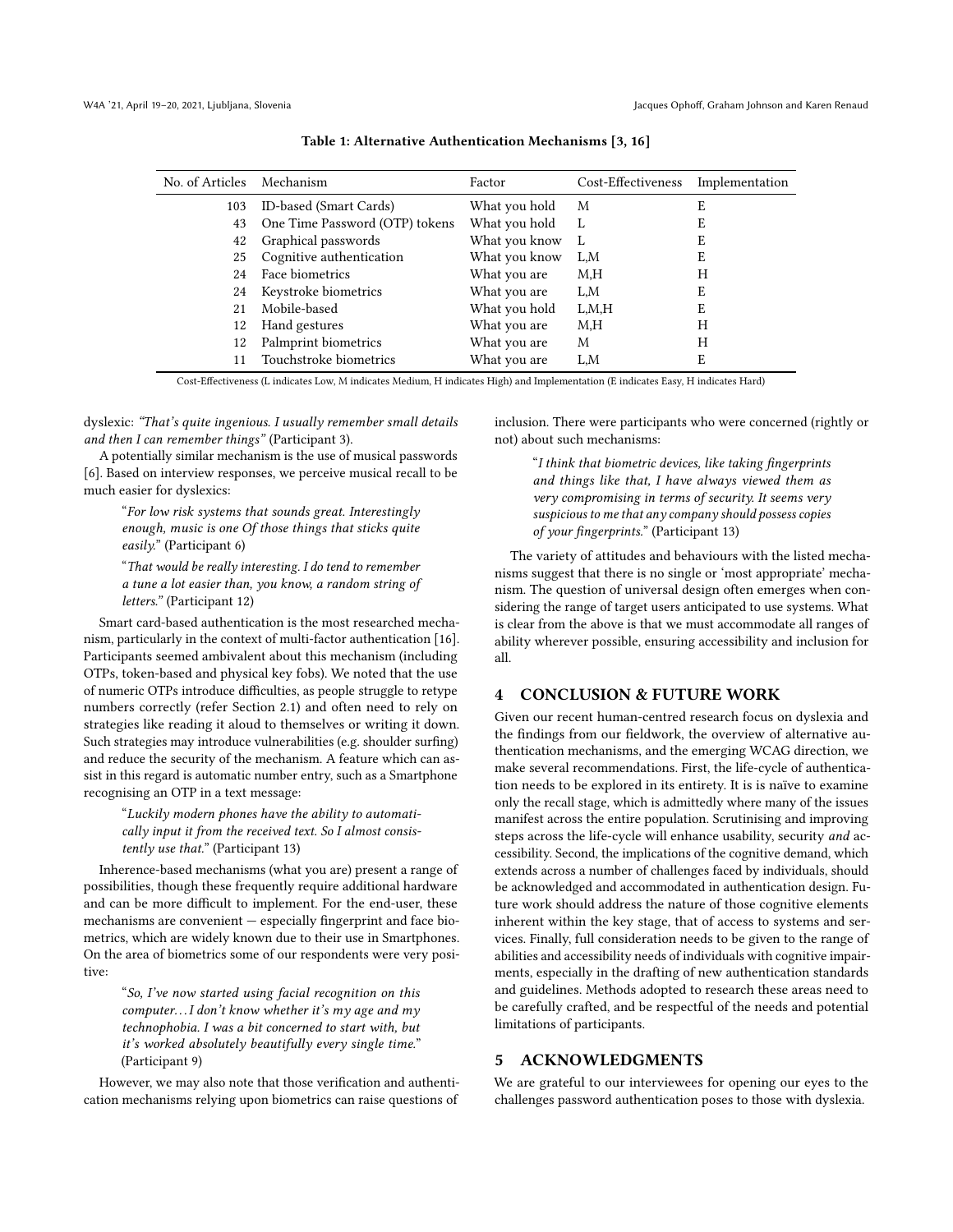Table 1: Alternative Authentication Mechanisms [3, 16]

| No. of Articles | Mechanism | Factor | Cost-Effectiveness | Implementation |
|---|---|---|---|---|
| 103 | ID-based (Smart Cards) | What you hold | M | E |
| 43 | One Time Password (OTP) tokens | What you hold | L | E |
| 42 | Graphical passwords | What you know | L | E |
| 25 | Cognitive authentication | What you know | L,M | E |
| 24 | Face biometrics | What you are | M,H | H |
| 24 | Keystroke biometrics | What you are | L,M | E |
| 21 | Mobile-based | What you hold | L,M,H | E |
| 12 | Hand gestures | What you are | M,H | H |
| 12 | Palmprint biometrics | What you are | M | H |
| 11 | Touchstroke biometrics | What you are | L,M | E |

Cost-Effectiveness (L indicates Low, M indicates Medium, H indicates High) and Implementation (E indicates Easy, H indicates Hard)

dyslexic: *"That's quite ingenious. I usually remember small details and then I can remember things"* (Participant 3).

A potentially similar mechanism is the use of musical passwords [6]. Based on interview responses, we perceive musical recall to be much easier for dyslexics:

> "*For low risk systems that sounds great. Interestingly enough, music is one Of those things that sticks quite easily.*" (Participant 6)

> "*That would be really interesting. I do tend to remember a tune a lot easier than, you know, a random string of letters.*" (Participant 12)

Smart card-based authentication is the most researched mechanism, particularly in the context of multi-factor authentication [16]. Participants seemed ambivalent about this mechanism (including OTPs, token-based and physical key fobs). We noted that the use of numeric OTPs introduce difficulties, as people struggle to retype numbers correctly (refer Section 2.1) and often need to rely on strategies like reading it aloud to themselves or writing it down. Such strategies may introduce vulnerabilities (e.g. shoulder surfing) and reduce the security of the mechanism. A feature which can assist in this regard is automatic number entry, such as a Smartphone recognising an OTP in a text message:

> "*Luckily modern phones have the ability to automatically input it from the received text. So I almost consistently use that.*" (Participant 13)

Inherence-based mechanisms (what you are) present a range of possibilities, though these frequently require additional hardware and can be more difficult to implement. For the end-user, these mechanisms are convenient — especially fingerprint and face biometrics, which are widely known due to their use in Smartphones. On the area of biometrics some of our respondents were very positive:

> "*So, I've now started using facial recognition on this computer…I don't know whether it's my age and my technophobia. I was a bit concerned to start with, but it's worked absolutely beautifully every single time.*" (Participant 9)

However, we may also note that those verification and authentication mechanisms relying upon biometrics can raise questions of inclusion. There were participants who were concerned (rightly or not) about such mechanisms:

> "*I think that biometric devices, like taking fingerprints and things like that, I have always viewed them as very compromising in terms of security. It seems very suspicious to me that any company should possess copies of your fingerprints.*" (Participant 13)

The variety of attitudes and behaviours with the listed mechanisms suggest that there is no single or 'most appropriate' mechanism. The question of universal design often emerges when considering the range of target users anticipated to use systems. What is clear from the above is that we must accommodate all ranges of ability wherever possible, ensuring accessibility and inclusion for all.

## 4 CONCLUSION & FUTURE WORK

Given our recent human-centred research focus on dyslexia and the findings from our fieldwork, the overview of alternative authentication mechanisms, and the emerging WCAG direction, we make several recommendations. First, the life-cycle of authentication needs to be explored in its entirety. It is is naïve to examine only the recall stage, which is admittedly where many of the issues manifest across the entire population. Scrutinising and improving steps across the life-cycle will enhance usability, security *and* accessibility. Second, the implications of the cognitive demand, which extends across a number of challenges faced by individuals, should be acknowledged and accommodated in authentication design. Future work should address the nature of those cognitive elements inherent within the key stage, that of access to systems and services. Finally, full consideration needs to be given to the range of abilities and accessibility needs of individuals with cognitive impairments, especially in the drafting of new authentication standards and guidelines. Methods adopted to research these areas need to be carefully crafted, and be respectful of the needs and potential limitations of participants.

## 5 ACKNOWLEDGMENTS

We are grateful to our interviewees for opening our eyes to the challenges password authentication poses to those with dyslexia.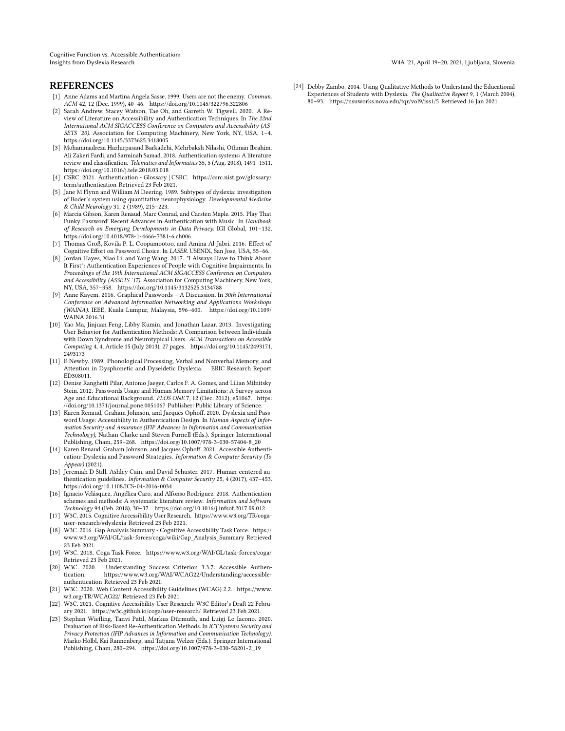## REFERENCES

[1] Anne Adams and Martina Angela Sasse. 1999. Users are not the enemy. *Commun. ACM* 42, 12 (Dec. 1999), 40–46. https://doi.org/10.1145/322796.322806

[2] Sarah Andrew, Stacey Watson, Tae Oh, and Garreth W. Tigwell. 2020. A Review of Literature on Accessibility and Authentication Techniques. In *The 22nd International ACM SIGACCESS Conference on Computers and Accessibility (ASSETS '20)*. Association for Computing Machinery, New York, NY, USA, 1–4. https://doi.org/10.1145/3373625.3418005

[3] Mohammadreza Hazhirpasand Barkadehi, Mehrbakhsh Nilashi, Othman Ibrahim, Ali Zakeri Fardi, and Sarminah Samad. 2018. Authentication systems: A literature review and classification. *Telematics and Informatics* 35, 5 (Aug. 2018), 1491–1511. https://doi.org/10.1016/j.tele.2018.03.018

[4] CSRC. 2021. Authentication - Glossary | CSRC. https://csrc.nist.gov/glossary/term/authentication Retrieved 23 Feb 2021.

[5] Jane M Flynn and William M Deering. 1989. Subtypes of dyslexia: investigation of Boder's system using quantitative neurophysiology. *Developmental Medicine & Child Neurology* 31, 2 (1989), 215–223.

[6] Marcia Gibson, Karen Renaud, Marc Conrad, and Carsten Maple. 2015. Play That Funky Password! Recent Advances in Authentication with Music. In *Handbook of Research on Emerging Developments in Data Privacy*. IGI Global, 101–132. https://doi.org/10.4018/978-1-4666-7381-6.ch006

[7] Thomas Groß, Kovila P. L. Coopamootoo, and Amina Al-Jabri. 2016. Effect of Cognitive Effort on Password Choice. In *LASER*. USENIX, San Jose, USA, 55–66.

[8] Jordan Hayes, Xiao Li, and Yang Wang. 2017. "I Always Have to Think About It First": Authentication Experiences of People with Cognitive Impairments. In *Proceedings of the 19th International ACM SIGACCESS Conference on Computers and Accessibility (ASSETS '17)*. Association for Computing Machinery, New York, NY, USA, 357–358. https://doi.org/10.1145/3132525.3134788

[9] Anne Kayem. 2016. Graphical Passwords – A Discussion. In *30th International Conference on Advanced Information Networking and Applications Workshops (WAINA)*. IEEE, Kuala Lumpur, Malaysia, 596–600. https://doi.org/10.1109/WAINA.2016.31

[10] Yao Ma, Jinjuan Feng, Libby Kumin, and Jonathan Lazar. 2013. Investigating User Behavior for Authentication Methods: A Comparison between Individuals with Down Syndrome and Neurotypical Users. *ACM Transactions on Accessible Computing* 4, 4, Article 15 (July 2013), 27 pages. https://doi.org/10.1145/2493171.2493173

[11] E Newby. 1989. Phonological Processing, Verbal and Nonverbal Memory, and Attention in Dysphonetic and Dyseidetic Dyslexia. ERIC Research Report ED308011.

[12] Denise Ranghetti Pilar, Antonio Jaeger, Carlos F. A. Gomes, and Lilian Milnitsky Stein. 2012. Passwords Usage and Human Memory Limitations: A Survey across Age and Educational Background. *PLOS ONE* 7, 12 (Dec. 2012), e51067. https://doi.org/10.1371/journal.pone.0051067 Publisher: Public Library of Science.

[13] Karen Renaud, Graham Johnson, and Jacques Ophoff. 2020. Dyslexia and Password Usage: Accessibility in Authentication Design. In *Human Aspects of Information Security and Assurance (IFIP Advances in Information and Communication Technology)*, Nathan Clarke and Steven Furnell (Eds.). Springer International Publishing, Cham, 259–268. https://doi.org/10.1007/978-3-030-57404-8_20

[14] Karen Renaud, Graham Johnson, and Jacques Ophoff. 2021. Accessible Authentication: Dyslexia and Password Strategies. *Information & Computer Security (To Appear)* (2021).

[15] Jeremiah D Still, Ashley Cain, and David Schuster. 2017. Human-centered authentication guidelines. *Information & Computer Security* 25, 4 (2017), 437–453. https://doi.org/10.1108/ICS-04-2016-0034

[16] Ignacio Velásquez, Angélica Caro, and Alfonso Rodríguez. 2018. Authentication schemes and methods: A systematic literature review. *Information and Software Technology* 94 (Feb. 2018), 30–37. https://doi.org/10.1016/j.infsof.2017.09.012

[17] W3C. 2015. Cognitive Accessibility User Research. https://www.w3.org/TR/coga-user-research/#dyslexia Retrieved 23 Feb 2021.

[18] W3C. 2016. Gap Analysis Summary - Cognitive Accessibility Task Force. https://www.w3.org/WAI/GL/task-forces/coga/wiki/Gap_Analysis_Summary Retrieved 23 Feb 2021.

[19] W3C. 2018. Coga Task Force. https://www.w3.org/WAI/GL/task-forces/coga/ Retrieved 23 Feb 2021.

[20] W3C. 2020. Understanding Success Criterion 3.3.7: Accessible Authentication. https://www.w3.org/WAI/WCAG22/Understanding/accessible-authentication Retrieved 23 Feb 2021.

[21] W3C. 2020. Web Content Accessibility Guidelines (WCAG) 2.2. https://www.w3.org/TR/WCAG22/ Retrieved 23 Feb 2021.

[22] W3C. 2021. Cognitive Accessibility User Research: W3C Editor's Draft 22 February 2021. https://w3c.github.io/coga/user-research/ Retrieved 23 Feb 2021.

[23] Stephan Wiefling, Tanvi Patil, Markus Dürmuth, and Luigi Lo Iacono. 2020. Evaluation of Risk-Based Re-Authentication Methods. In *ICT Systems Security and Privacy Protection (IFIP Advances in Information and Communication Technology)*, Marko Hölbl, Kai Rannenberg, and Tatjana Welzer (Eds.). Springer International Publishing, Cham, 280–294. https://doi.org/10.1007/978-3-030-58201-2_19

[24] Debby Zambo. 2004. Using Qualitative Methods to Understand the Educational Experiences of Students with Dyslexia. *The Qualitative Report* 9, 1 (March 2004), 80–93. https://nsuworks.nova.edu/tqr/vol9/iss1/5 Retrieved 16 Jan 2021.